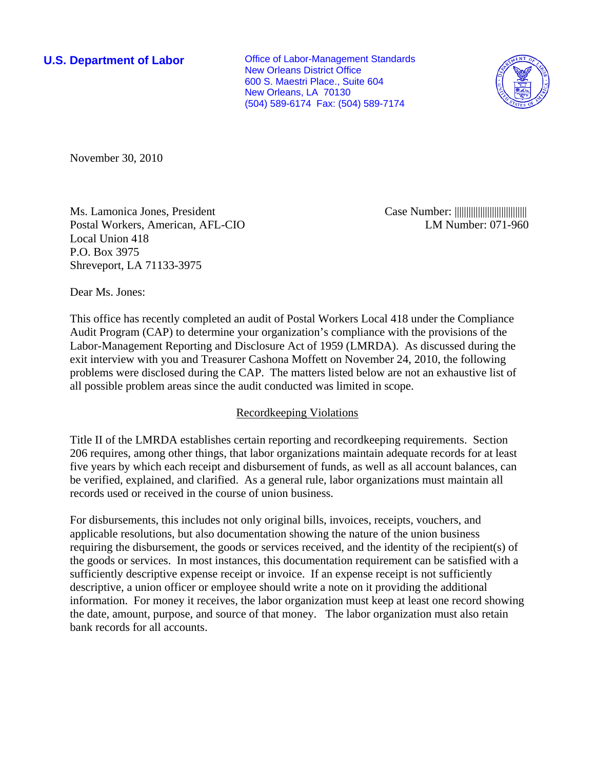**U.S. Department of Labor**

Office of Labor-Management Standards
New Orleans District Office
600 S. Maestri Place., Suite 604
New Orleans, LA 70130
(504) 589-6174 Fax: (504) 589-7174

November 30, 2010

Ms. Lamonica Jones, President
Postal Workers, American, AFL-CIO
Local Union 418
P.O. Box 3975
Shreveport, LA 71133-3975

Case Number: ||||||||||||||||||||||||||
LM Number: 071-960

Dear Ms. Jones:

This office has recently completed an audit of Postal Workers Local 418 under the Compliance Audit Program (CAP) to determine your organization's compliance with the provisions of the Labor-Management Reporting and Disclosure Act of 1959 (LMRDA). As discussed during the exit interview with you and Treasurer Cashona Moffett on November 24, 2010, the following problems were disclosed during the CAP. The matters listed below are not an exhaustive list of all possible problem areas since the audit conducted was limited in scope.

## Recordkeeping Violations

Title II of the LMRDA establishes certain reporting and recordkeeping requirements. Section 206 requires, among other things, that labor organizations maintain adequate records for at least five years by which each receipt and disbursement of funds, as well as all account balances, can be verified, explained, and clarified. As a general rule, labor organizations must maintain all records used or received in the course of union business.

For disbursements, this includes not only original bills, invoices, receipts, vouchers, and applicable resolutions, but also documentation showing the nature of the union business requiring the disbursement, the goods or services received, and the identity of the recipient(s) of the goods or services. In most instances, this documentation requirement can be satisfied with a sufficiently descriptive expense receipt or invoice. If an expense receipt is not sufficiently descriptive, a union officer or employee should write a note on it providing the additional information. For money it receives, the labor organization must keep at least one record showing the date, amount, purpose, and source of that money. The labor organization must also retain bank records for all accounts.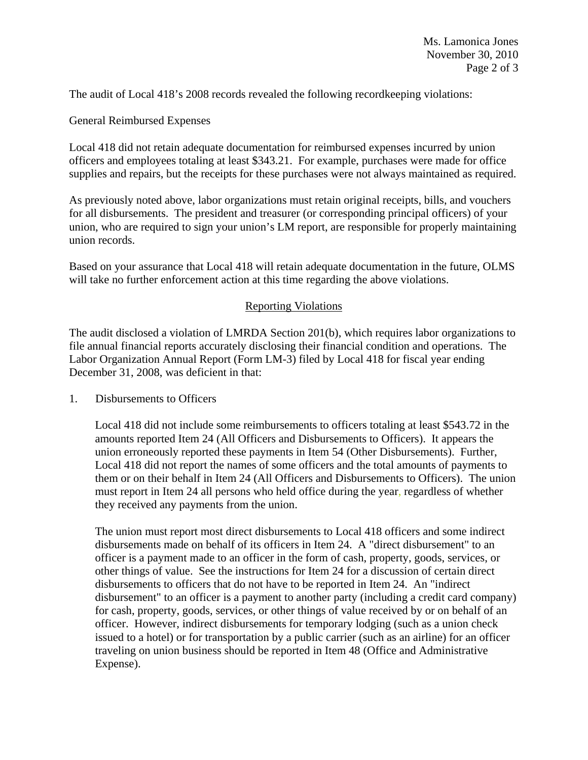The audit of Local 418's 2008 records revealed the following recordkeeping violations:

General Reimbursed Expenses

Local 418 did not retain adequate documentation for reimbursed expenses incurred by union officers and employees totaling at least $343.21. For example, purchases were made for office supplies and repairs, but the receipts for these purchases were not always maintained as required.

As previously noted above, labor organizations must retain original receipts, bills, and vouchers for all disbursements. The president and treasurer (or corresponding principal officers) of your union, who are required to sign your union's LM report, are responsible for properly maintaining union records.

Based on your assurance that Local 418 will retain adequate documentation in the future, OLMS will take no further enforcement action at this time regarding the above violations.

## Reporting Violations

The audit disclosed a violation of LMRDA Section 201(b), which requires labor organizations to file annual financial reports accurately disclosing their financial condition and operations. The Labor Organization Annual Report (Form LM-3) filed by Local 418 for fiscal year ending December 31, 2008, was deficient in that:

1. Disbursements to Officers

   Local 418 did not include some reimbursements to officers totaling at least $543.72 in the amounts reported Item 24 (All Officers and Disbursements to Officers). It appears the union erroneously reported these payments in Item 54 (Other Disbursements). Further, Local 418 did not report the names of some officers and the total amounts of payments to them or on their behalf in Item 24 (All Officers and Disbursements to Officers). The union must report in Item 24 all persons who held office during the year, regardless of whether they received any payments from the union.

   The union must report most direct disbursements to Local 418 officers and some indirect disbursements made on behalf of its officers in Item 24. A "direct disbursement" to an officer is a payment made to an officer in the form of cash, property, goods, services, or other things of value. See the instructions for Item 24 for a discussion of certain direct disbursements to officers that do not have to be reported in Item 24. An "indirect disbursement" to an officer is a payment to another party (including a credit card company) for cash, property, goods, services, or other things of value received by or on behalf of an officer. However, indirect disbursements for temporary lodging (such as a union check issued to a hotel) or for transportation by a public carrier (such as an airline) for an officer traveling on union business should be reported in Item 48 (Office and Administrative Expense).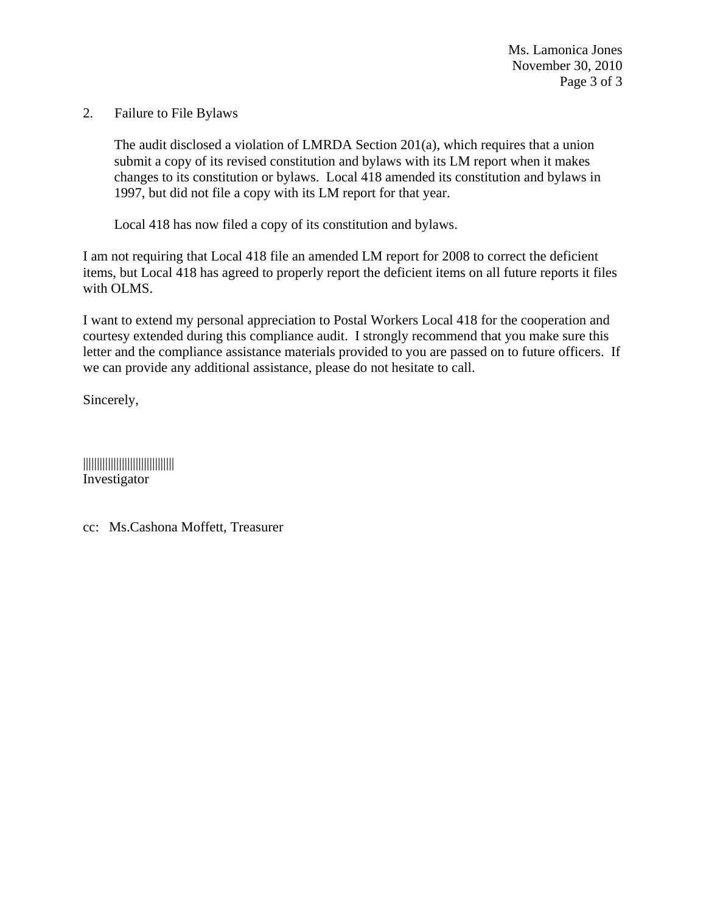2. Failure to File Bylaws

   The audit disclosed a violation of LMRDA Section 201(a), which requires that a union submit a copy of its revised constitution and bylaws with its LM report when it makes changes to its constitution or bylaws. Local 418 amended its constitution and bylaws in 1997, but did not file a copy with its LM report for that year.

   Local 418 has now filed a copy of its constitution and bylaws.

I am not requiring that Local 418 file an amended LM report for 2008 to correct the deficient items, but Local 418 has agreed to properly report the deficient items on all future reports it files with OLMS.

I want to extend my personal appreciation to Postal Workers Local 418 for the cooperation and courtesy extended during this compliance audit. I strongly recommend that you make sure this letter and the compliance assistance materials provided to you are passed on to future officers. If we can provide any additional assistance, please do not hesitate to call.

Sincerely,

||||||||||||||||||||||||||||||
Investigator

cc: Ms.Cashona Moffett, Treasurer